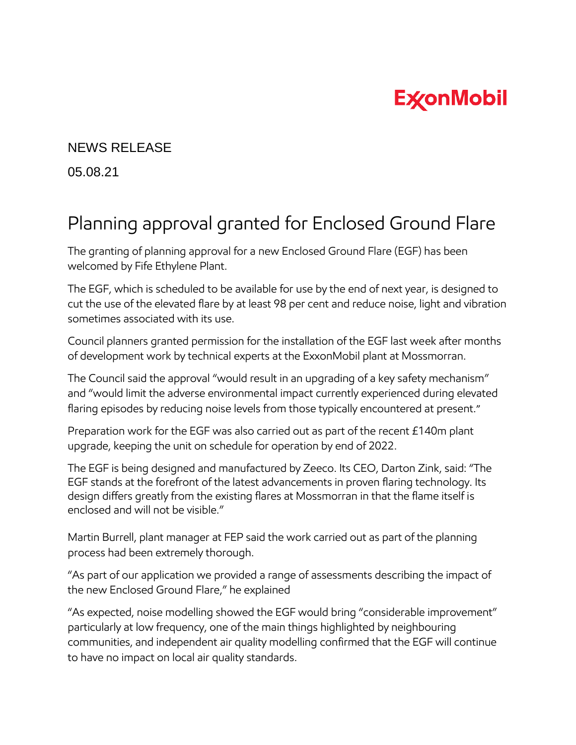ExxonMobil

NEWS RELEASE

05.08.21

# Planning approval granted for Enclosed Ground Flare

The granting of planning approval for a new Enclosed Ground Flare (EGF) has been welcomed by Fife Ethylene Plant.

The EGF, which is scheduled to be available for use by the end of next year, is designed to cut the use of the elevated flare by at least 98 per cent and reduce noise, light and vibration sometimes associated with its use.

Council planners granted permission for the installation of the EGF last week after months of development work by technical experts at the ExxonMobil plant at Mossmorran.

The Council said the approval "would result in an upgrading of a key safety mechanism" and "would limit the adverse environmental impact currently experienced during elevated flaring episodes by reducing noise levels from those typically encountered at present."

Preparation work for the EGF was also carried out as part of the recent £140m plant upgrade, keeping the unit on schedule for operation by end of 2022.

The EGF is being designed and manufactured by Zeeco. Its CEO, Darton Zink, said: "The EGF stands at the forefront of the latest advancements in proven flaring technology. Its design differs greatly from the existing flares at Mossmorran in that the flame itself is enclosed and will not be visible."

Martin Burrell, plant manager at FEP said the work carried out as part of the planning process had been extremely thorough.

"As part of our application we provided a range of assessments describing the impact of the new Enclosed Ground Flare," he explained

"As expected, noise modelling showed the EGF would bring "considerable improvement" particularly at low frequency, one of the main things highlighted by neighbouring communities, and independent air quality modelling confirmed that the EGF will continue to have no impact on local air quality standards.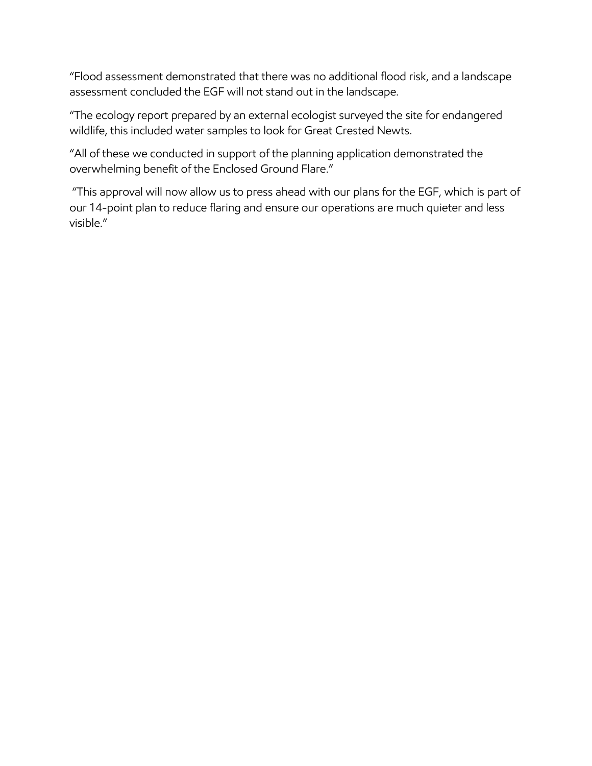"Flood assessment demonstrated that there was no additional flood risk, and a landscape assessment concluded the EGF will not stand out in the landscape.

"The ecology report prepared by an external ecologist surveyed the site for endangered wildlife, this included water samples to look for Great Crested Newts.

"All of these we conducted in support of the planning application demonstrated the overwhelming benefit of the Enclosed Ground Flare."

"This approval will now allow us to press ahead with our plans for the EGF, which is part of our 14-point plan to reduce flaring and ensure our operations are much quieter and less visible."